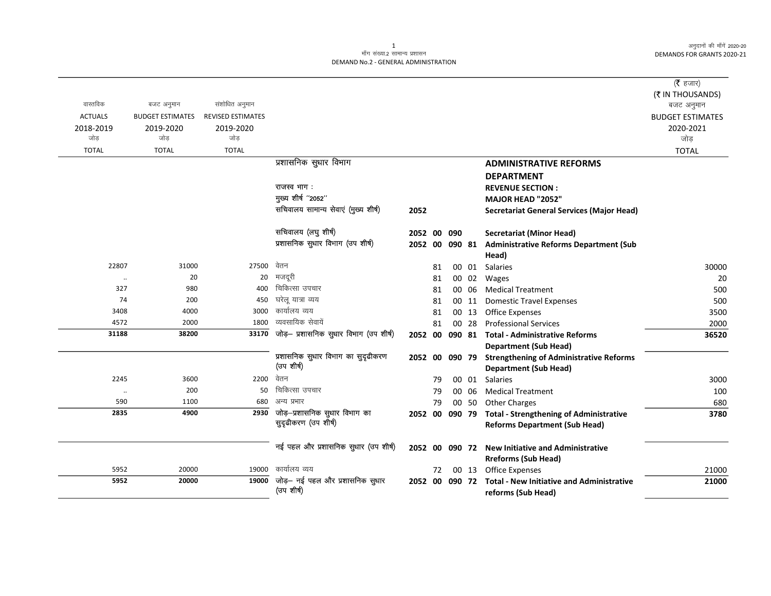मॉँग संख्या.2 सामान्य प्रशासन
DEMAND No.2 - GENERAL ADMINISTRATION

अनुदानों की माँगें 2020-20
DEMANDS FOR GRANTS 2020-21

(₹ हजार)
(₹ IN THOUSANDS)

| वास्तविक ACTUALS 2018-2019 जोड़ TOTAL | बजट अनुमान BUDGET ESTIMATES 2019-2020 जोड़ TOTAL | संशोधित अनुमान REVISED ESTIMATES 2019-2020 जोड़ TOTAL | | | | | | | | बजट अनुमान BUDGET ESTIMATES 2020-2021 जोड़ TOTAL |
|---|---|---|---|---|---|---|---|---|---|---|
| | | | प्रशासनिक सुधार विभाग | | | | | | **ADMINISTRATIVE REFORMS DEPARTMENT** | |
| | | | राजस्व भाग : | | | | | | **REVENUE SECTION :** | |
| | | | मुख्य शीर्ष ''2052'' | | | | | | **MAJOR HEAD "2052"** | |
| | | | सचिवालय सामान्य सेवाएं (मुख्य शीर्ष) | **2052** | | | | | **Secretariat General Services (Major Head)** | |
| | | | सचिवालय (लघु शीर्ष) | **2052** | **00** | **090** | | | **Secretariat (Minor Head)** | |
| | | | प्रशासनिक सुधार विभाग (उप शीर्ष) | **2052** | **00** | **090** | **81** | | **Administrative Reforms Department (Sub Head)** | |
| 22807 | 31000 | 27500 | वेतन | | 81 | 00 | 01 | | Salaries | 30000 |
| .. | 20 | 20 | मजदूरी | | 81 | 00 | 02 | | Wages | 20 |
| 327 | 980 | 400 | चिकित्सा उपचार | | 81 | 00 | 06 | | Medical Treatment | 500 |
| 74 | 200 | 450 | घरेलू यात्रा व्यय | | 81 | 00 | 11 | | Domestic Travel Expenses | 500 |
| 3408 | 4000 | 3000 | कार्यालय व्यय | | 81 | 00 | 13 | | Office Expenses | 3500 |
| 4572 | 2000 | 1800 | व्यवसायिक सेवायें | | 81 | 00 | 28 | | Professional Services | 2000 |
| **31188** | **38200** | **33170** | जोड़– प्रशासनिक सुधार विभाग (उप शीर्ष) | **2052** | **00** | **090** | **81** | | **Total - Administrative Reforms Department (Sub Head)** | **36520** |
| | | | प्रशासनिक सुधार विभाग का सुदृढीकरण (उप शीर्ष) | **2052** | **00** | **090** | **79** | | **Strengthening of Administrative Reforms Department (Sub Head)** | |
| 2245 | 3600 | 2200 | वेतन | | 79 | 00 | 01 | | Salaries | 3000 |
| .. | 200 | 50 | चिकित्सा उपचार | | 79 | 00 | 06 | | Medical Treatment | 100 |
| 590 | 1100 | 680 | अन्य प्रभार | | 79 | 00 | 50 | | Other Charges | 680 |
| **2835** | **4900** | **2930** | जोड़–प्रशासनिक सुधार विभाग का सुदृढीकरण (उप शीर्ष) | **2052** | **00** | **090** | **79** | | **Total - Strengthening of Administrative Reforms Department (Sub Head)** | **3780** |
| | | | नई पहल और प्रशासनिक सुधार (उप शीर्ष) | **2052** | **00** | **090** | **72** | | **New Initiative and Administrative Rreforms (Sub Head)** | |
| 5952 | 20000 | 19000 | कार्यालय व्यय | | 72 | 00 | 13 | | Office Expenses | 21000 |
| **5952** | **20000** | **19000** | जोड़– नई पहल और प्रशासनिक सुधार (उप शीर्ष) | **2052** | **00** | **090** | **72** | | **Total - New Initiative and Administrative reforms (Sub Head)** | **21000** |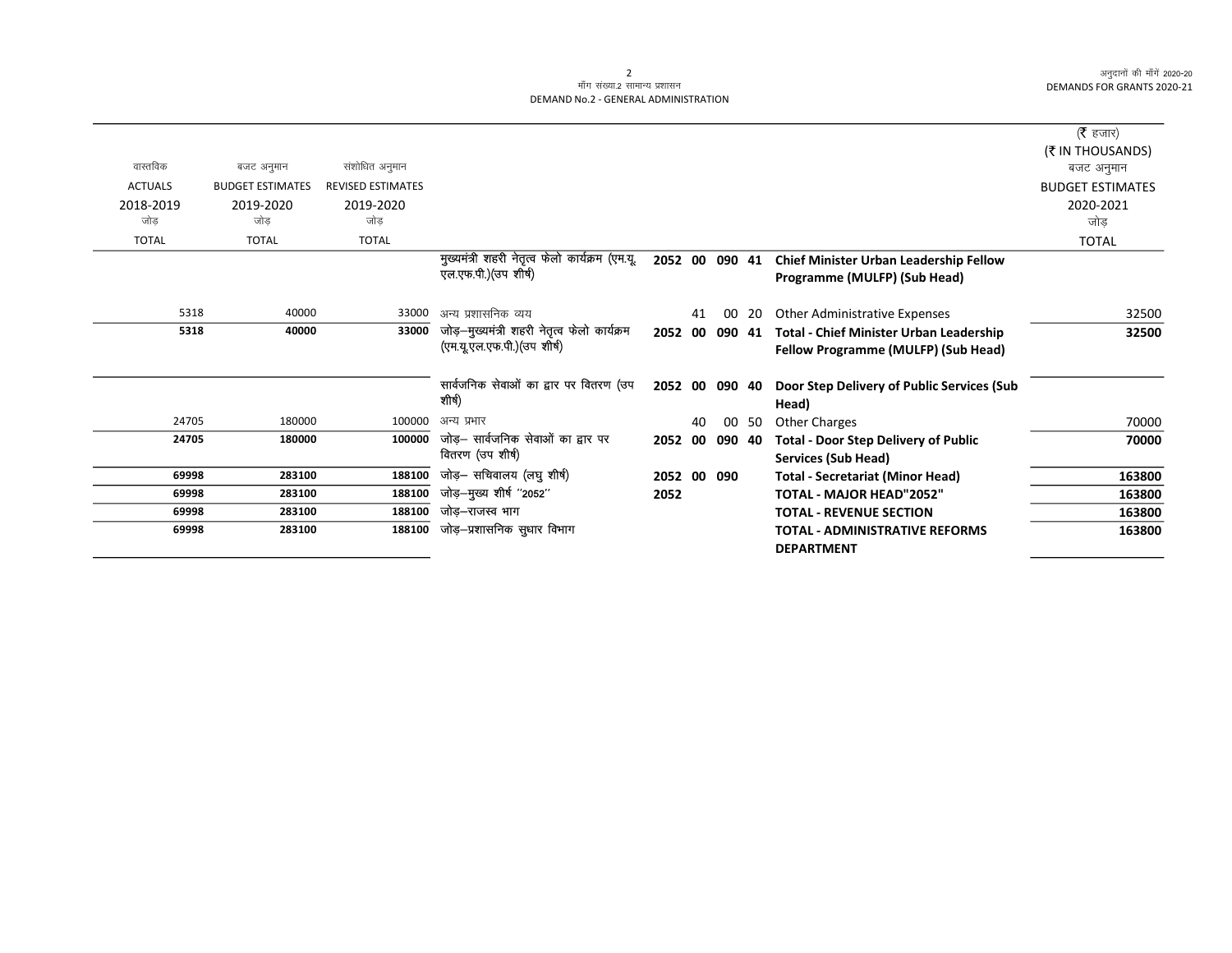| वास्तविक ACTUALS 2018-2019 जोड़ TOTAL | बजट अनुमान BUDGET ESTIMATES 2019-2020 जोड़ TOTAL | संशोधित अनुमान REVISED ESTIMATES 2019-2020 जोड़ TOTAL | | | | | | | (₹ हजार) (₹ IN THOUSANDS) बजट अनुमान BUDGET ESTIMATES 2020-2021 जोड़ TOTAL |
|---|---|---|---|---|---|---|---|---|---|
| | | | मुख्यमंत्री शहरी नेतृत्व फेलो कार्यक्रम (एम.यू.एल.एफ.पी.)(उप शीर्ष) | 2052 | 00 | 090 | 41 | **Chief Minister Urban Leadership Fellow Programme (MULFP) (Sub Head)** | |
| 5318 | 40000 | 33000 | अन्य प्रशासनिक व्यय | | 41 | 00 | 20 | Other Administrative Expenses | 32500 |
| **5318** | **40000** | **33000** | जोड़–मुख्यमंत्री शहरी नेतृत्व फेलो कार्यक्रम (एम.यू.एल.एफ.पी.)(उप शीर्ष) | **2052** | **00** | **090** | **41** | **Total - Chief Minister Urban Leadership Fellow Programme (MULFP) (Sub Head)** | **32500** |
| | | | सार्वजनिक सेवाओं का द्वार पर वितरण (उप शीर्ष) | 2052 | 00 | 090 | 40 | **Door Step Delivery of Public Services (Sub Head)** | |
| 24705 | 180000 | 100000 | अन्य प्रभार | | 40 | 00 | 50 | Other Charges | 70000 |
| **24705** | **180000** | **100000** | जोड़– सार्वजनिक सेवाओं का द्वार पर वितरण (उप शीर्ष) | **2052** | **00** | **090** | **40** | **Total - Door Step Delivery of Public Services (Sub Head)** | **70000** |
| **69998** | **283100** | **188100** | जोड़– सचिवालय (लघु शीर्ष) | **2052** | **00** | **090** | | **Total - Secretariat (Minor Head)** | **163800** |
| **69998** | **283100** | **188100** | जोड़–मुख्य शीर्ष ''2052'' | **2052** | | | | **TOTAL - MAJOR HEAD"2052"** | **163800** |
| **69998** | **283100** | **188100** | जोड़–राजस्व भाग | | | | | **TOTAL - REVENUE SECTION** | **163800** |
| **69998** | **283100** | **188100** | जोड़–प्रशासनिक सुधार विभाग | | | | | **TOTAL - ADMINISTRATIVE REFORMS DEPARTMENT** | **163800** |